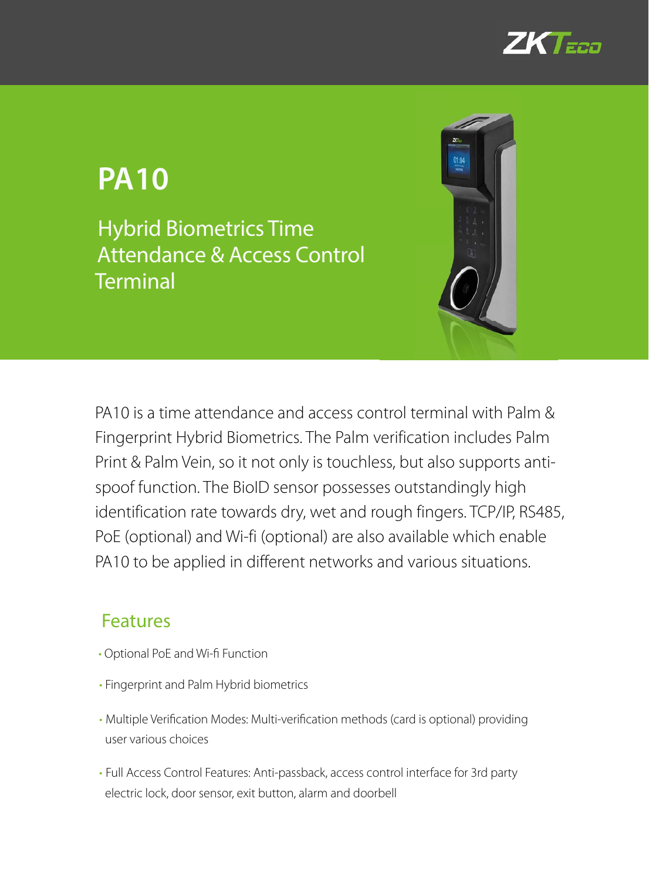# PA10

## Hybrid Biometrics Time Attendance & Access Control Terminal

PA10 is a time attendance and access control terminal with Palm & Fingerprint Hybrid Biometrics. The Palm verification includes Palm Print & Palm Vein, so it not only is touchless, but also supports anti-spoof function. The BioID sensor possesses outstandingly high identification rate towards dry, wet and rough fingers. TCP/IP, RS485, PoE (optional) and Wi-fi (optional) are also available which enable PA10 to be applied in different networks and various situations.

## Features

- Optional PoE and Wi-fi Function
- Fingerprint and Palm Hybrid biometrics
- Multiple Verification Modes: Multi-verification methods (card is optional) providing user various choices
- Full Access Control Features: Anti-passback, access control interface for 3rd party electric lock, door sensor, exit button, alarm and doorbell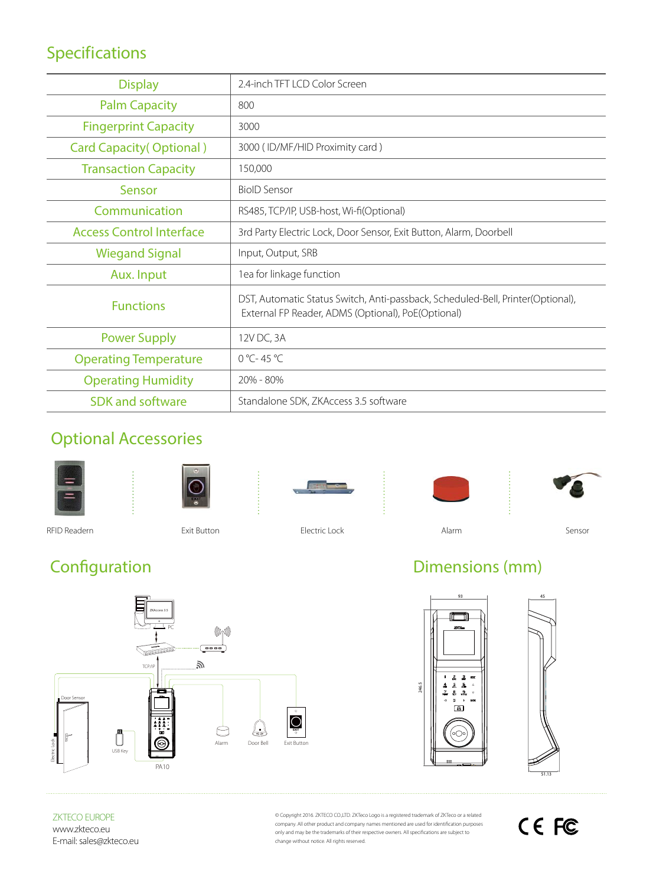## Specifications

| | |
|---|---|
| Display | 2.4-inch TFT LCD Color Screen |
| Palm Capacity | 800 |
| Fingerprint Capacity | 3000 |
| Card Capacity( Optional ) | 3000 ( ID/MF/HID Proximity card ) |
| Transaction Capacity | 150,000 |
| Sensor | BioID Sensor |
| Communication | RS485, TCP/IP, USB-host, Wi-fi(Optional) |
| Access Control Interface | 3rd Party Electric Lock, Door Sensor, Exit Button, Alarm, Doorbell |
| Wiegand Signal | Input, Output, SRB |
| Aux. Input | 1ea for linkage function |
| Functions | DST, Automatic Status Switch, Anti-passback, Scheduled-Bell, Printer(Optional), External FP Reader, ADMS (Optional), PoE(Optional) |
| Power Supply | 12V DC, 3A |
| Operating Temperature | 0 ℃- 45 ℃ |
| Operating Humidity | 20% - 80% |
| SDK and software | Standalone SDK, ZKAccess 3.5 software |

## Optional Accessories

RFID Readern

Exit Button

Electric Lock

Alarm

Sensor

## Configuration

ZKAccess 3.5

PC

TCP/IP

Door Sensor

Electric Lock

USB Key

PA10

Alarm

Door Bell

Exit Button

## Dimensions (mm)

93

45

246.5

51.13

ZKTECO EUROPE
www.zkteco.eu
E-mail: sales@zkteco.eu

© Copyright 2016. ZKTECO CO.,LTD. ZKTeco Logo is a registered trademark of ZKTeco or a related company. All other product and company names mentioned are used for identification purposes only and may be the trademarks of their respective owners. All specifications are subject to change without notice. All rights reserved.